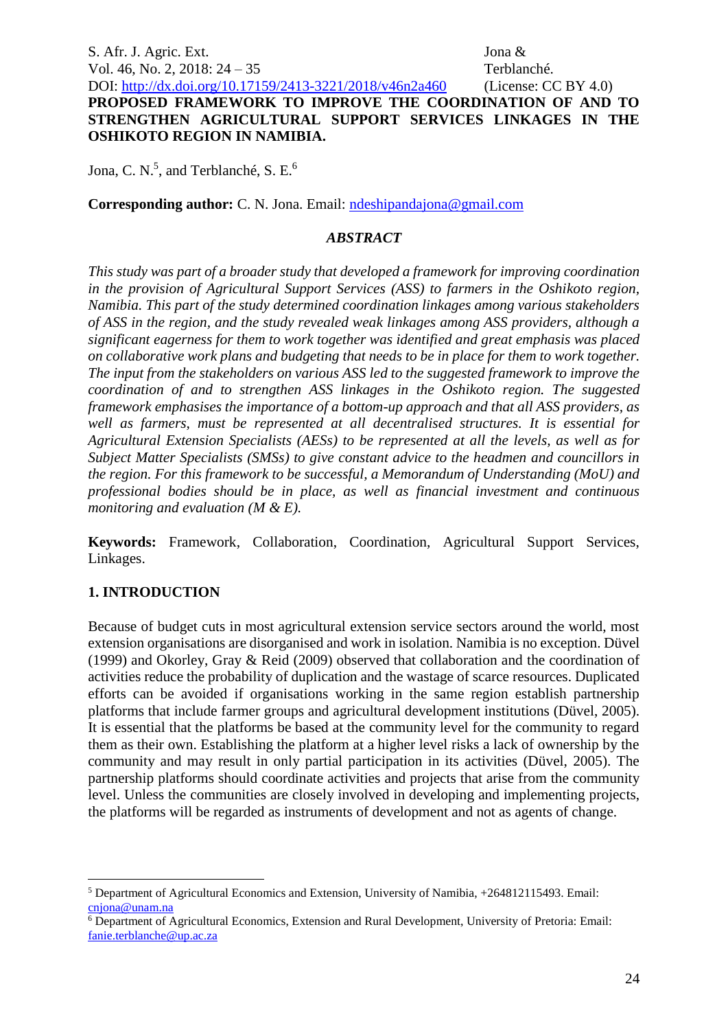# PROPOSED FRAMEWORK TO IMPROVE THE COORDINATION OF AND TO STRENGTHEN AGRICULTURAL SUPPORT SERVICES LINKAGES IN THE OSHIKOTO REGION IN NAMIBIA.

Jona, C. N.[5], and Terblanché, S. E.[6]

**Corresponding author:** C. N. Jona. Email: ndeshipandajona@gmail.com

## *ABSTRACT*

*This study was part of a broader study that developed a framework for improving coordination in the provision of Agricultural Support Services (ASS) to farmers in the Oshikoto region, Namibia. This part of the study determined coordination linkages among various stakeholders of ASS in the region, and the study revealed weak linkages among ASS providers, although a significant eagerness for them to work together was identified and great emphasis was placed on collaborative work plans and budgeting that needs to be in place for them to work together. The input from the stakeholders on various ASS led to the suggested framework to improve the coordination of and to strengthen ASS linkages in the Oshikoto region. The suggested framework emphasises the importance of a bottom-up approach and that all ASS providers, as well as farmers, must be represented at all decentralised structures. It is essential for Agricultural Extension Specialists (AESs) to be represented at all the levels, as well as for Subject Matter Specialists (SMSs) to give constant advice to the headmen and councillors in the region. For this framework to be successful, a Memorandum of Understanding (MoU) and professional bodies should be in place, as well as financial investment and continuous monitoring and evaluation (M & E).*

**Keywords:** Framework, Collaboration, Coordination, Agricultural Support Services, Linkages.

## 1. INTRODUCTION

Because of budget cuts in most agricultural extension service sectors around the world, most extension organisations are disorganised and work in isolation. Namibia is no exception. Düvel (1999) and Okorley, Gray & Reid (2009) observed that collaboration and the coordination of activities reduce the probability of duplication and the wastage of scarce resources. Duplicated efforts can be avoided if organisations working in the same region establish partnership platforms that include farmer groups and agricultural development institutions (Düvel, 2005). It is essential that the platforms be based at the community level for the community to regard them as their own. Establishing the platform at a higher level risks a lack of ownership by the community and may result in only partial participation in its activities (Düvel, 2005). The partnership platforms should coordinate activities and projects that arise from the community level. Unless the communities are closely involved in developing and implementing projects, the platforms will be regarded as instruments of development and not as agents of change.

---

[5] Department of Agricultural Economics and Extension, University of Namibia, +264812115493. Email: cnjona@unam.na

[6] Department of Agricultural Economics, Extension and Rural Development, University of Pretoria: Email: fanie.terblanche@up.ac.za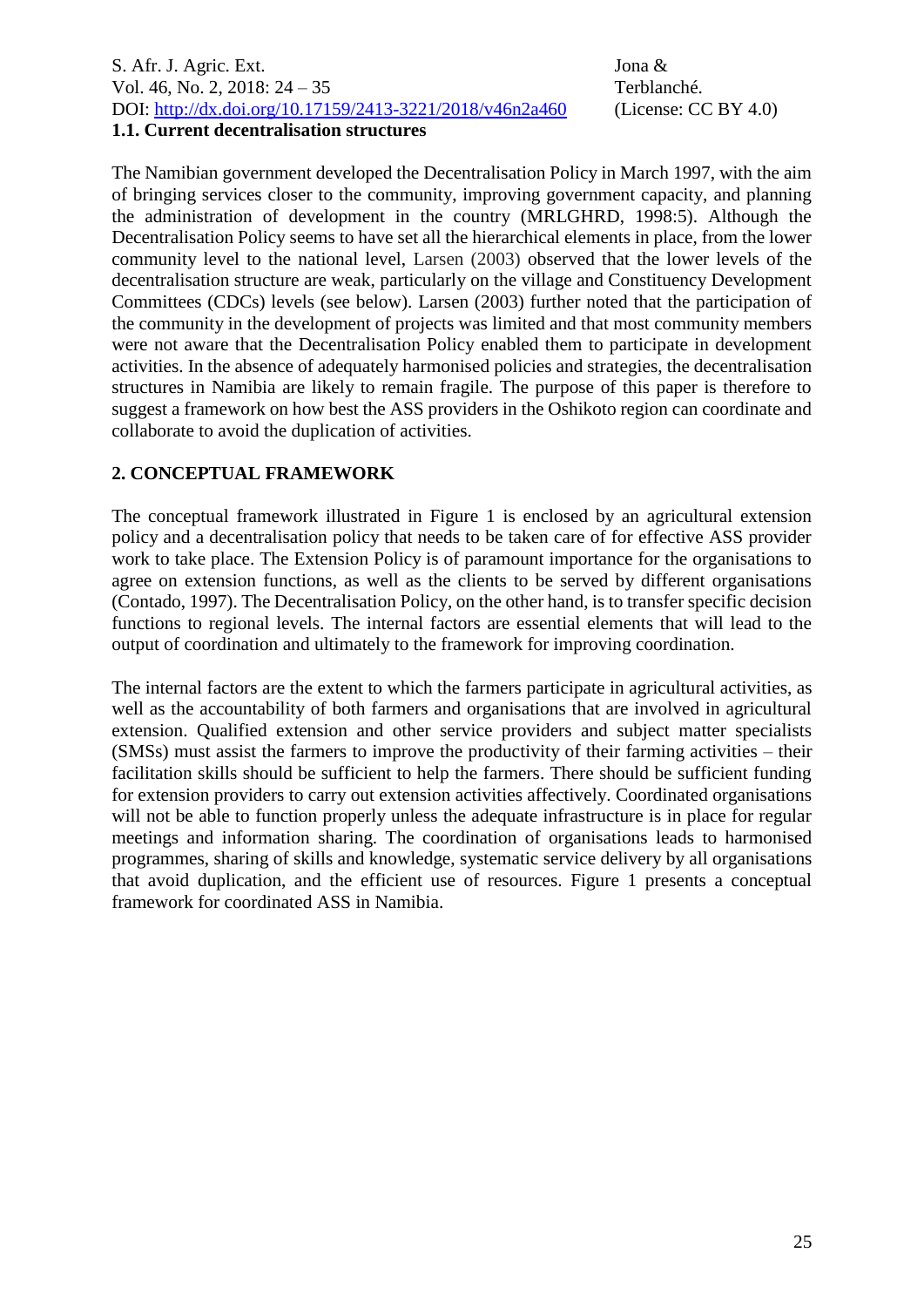### 1.1. Current decentralisation structures

The Namibian government developed the Decentralisation Policy in March 1997, with the aim of bringing services closer to the community, improving government capacity, and planning the administration of development in the country (MRLGHRD, 1998:5). Although the Decentralisation Policy seems to have set all the hierarchical elements in place, from the lower community level to the national level, Larsen (2003) observed that the lower levels of the decentralisation structure are weak, particularly on the village and Constituency Development Committees (CDCs) levels (see below). Larsen (2003) further noted that the participation of the community in the development of projects was limited and that most community members were not aware that the Decentralisation Policy enabled them to participate in development activities. In the absence of adequately harmonised policies and strategies, the decentralisation structures in Namibia are likely to remain fragile. The purpose of this paper is therefore to suggest a framework on how best the ASS providers in the Oshikoto region can coordinate and collaborate to avoid the duplication of activities.

## 2. CONCEPTUAL FRAMEWORK

The conceptual framework illustrated in Figure 1 is enclosed by an agricultural extension policy and a decentralisation policy that needs to be taken care of for effective ASS provider work to take place. The Extension Policy is of paramount importance for the organisations to agree on extension functions, as well as the clients to be served by different organisations (Contado, 1997). The Decentralisation Policy, on the other hand, is to transfer specific decision functions to regional levels. The internal factors are essential elements that will lead to the output of coordination and ultimately to the framework for improving coordination.

The internal factors are the extent to which the farmers participate in agricultural activities, as well as the accountability of both farmers and organisations that are involved in agricultural extension. Qualified extension and other service providers and subject matter specialists (SMSs) must assist the farmers to improve the productivity of their farming activities – their facilitation skills should be sufficient to help the farmers. There should be sufficient funding for extension providers to carry out extension activities affectively. Coordinated organisations will not be able to function properly unless the adequate infrastructure is in place for regular meetings and information sharing. The coordination of organisations leads to harmonised programmes, sharing of skills and knowledge, systematic service delivery by all organisations that avoid duplication, and the efficient use of resources. Figure 1 presents a conceptual framework for coordinated ASS in Namibia.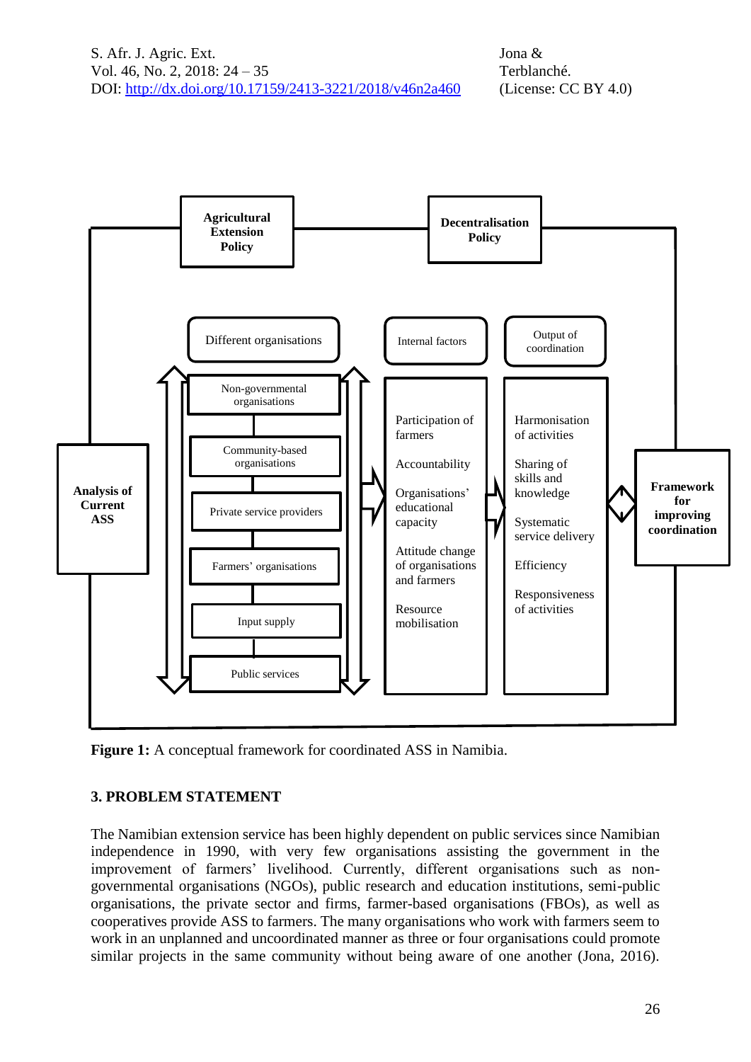Agricultural Extension Policy

Decentralisation Policy

Analysis of Current ASS

Different organisations

- Non-governmental organisations
- Community-based organisations
- Private service providers
- Farmers' organisations
- Input supply
- Public services

Internal factors

- Participation of farmers
- Accountability
- Organisations' educational capacity
- Attitude change of organisations and farmers
- Resource mobilisation

Output of coordination

- Harmonisation of activities
- Sharing of skills and knowledge
- Systematic service delivery
- Efficiency
- Responsiveness of activities

Framework for improving coordination

**Figure 1:** A conceptual framework for coordinated ASS in Namibia.

## 3. PROBLEM STATEMENT

The Namibian extension service has been highly dependent on public services since Namibian independence in 1990, with very few organisations assisting the government in the improvement of farmers' livelihood. Currently, different organisations such as non-governmental organisations (NGOs), public research and education institutions, semi-public organisations, the private sector and firms, farmer-based organisations (FBOs), as well as cooperatives provide ASS to farmers. The many organisations who work with farmers seem to work in an unplanned and uncoordinated manner as three or four organisations could promote similar projects in the same community without being aware of one another (Jona, 2016).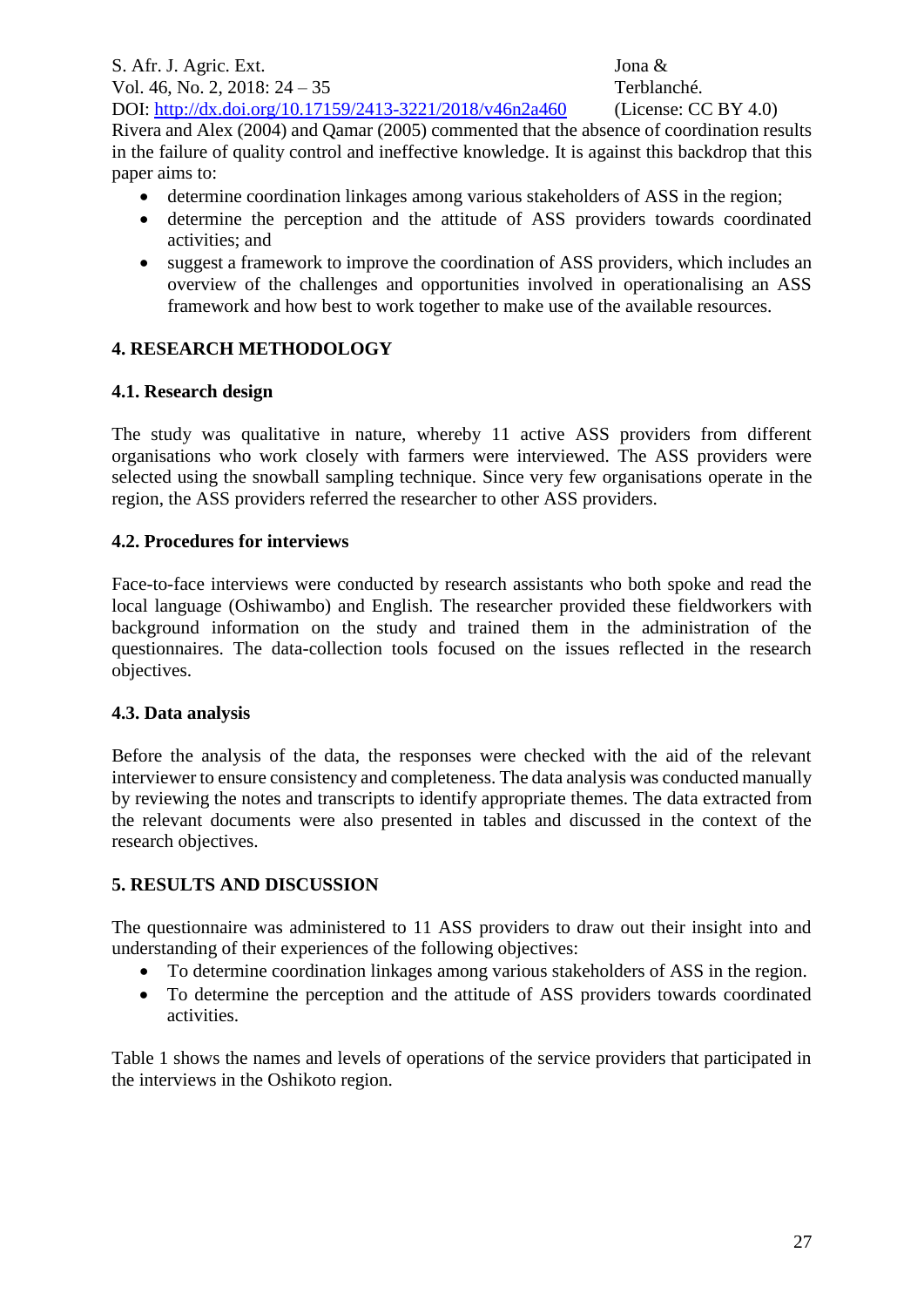Rivera and Alex (2004) and Qamar (2005) commented that the absence of coordination results in the failure of quality control and ineffective knowledge. It is against this backdrop that this paper aims to:

- determine coordination linkages among various stakeholders of ASS in the region;
- determine the perception and the attitude of ASS providers towards coordinated activities; and
- suggest a framework to improve the coordination of ASS providers, which includes an overview of the challenges and opportunities involved in operationalising an ASS framework and how best to work together to make use of the available resources.

## 4. RESEARCH METHODOLOGY

### 4.1. Research design

The study was qualitative in nature, whereby 11 active ASS providers from different organisations who work closely with farmers were interviewed. The ASS providers were selected using the snowball sampling technique. Since very few organisations operate in the region, the ASS providers referred the researcher to other ASS providers.

### 4.2. Procedures for interviews

Face-to-face interviews were conducted by research assistants who both spoke and read the local language (Oshiwambo) and English. The researcher provided these fieldworkers with background information on the study and trained them in the administration of the questionnaires. The data-collection tools focused on the issues reflected in the research objectives.

### 4.3. Data analysis

Before the analysis of the data, the responses were checked with the aid of the relevant interviewer to ensure consistency and completeness. The data analysis was conducted manually by reviewing the notes and transcripts to identify appropriate themes. The data extracted from the relevant documents were also presented in tables and discussed in the context of the research objectives.

## 5. RESULTS AND DISCUSSION

The questionnaire was administered to 11 ASS providers to draw out their insight into and understanding of their experiences of the following objectives:

- To determine coordination linkages among various stakeholders of ASS in the region.
- To determine the perception and the attitude of ASS providers towards coordinated activities.

Table 1 shows the names and levels of operations of the service providers that participated in the interviews in the Oshikoto region.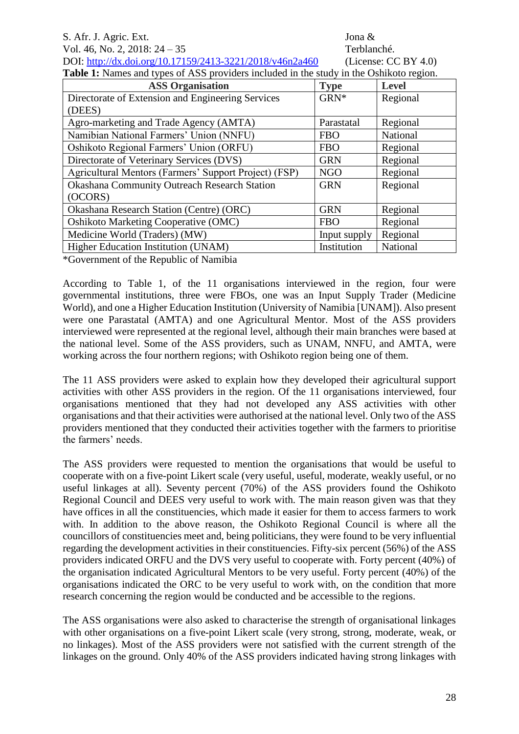**Table 1:** Names and types of ASS providers included in the study in the Oshikoto region.

| ASS Organisation | Type | Level |
|---|---|---|
| Directorate of Extension and Engineering Services (DEES) | GRN* | Regional |
| Agro-marketing and Trade Agency (AMTA) | Parastatal | Regional |
| Namibian National Farmers' Union (NNFU) | FBO | National |
| Oshikoto Regional Farmers' Union (ORFU) | FBO | Regional |
| Directorate of Veterinary Services (DVS) | GRN | Regional |
| Agricultural Mentors (Farmers' Support Project) (FSP) | NGO | Regional |
| Okashana Community Outreach Research Station (OCORS) | GRN | Regional |
| Okashana Research Station (Centre) (ORC) | GRN | Regional |
| Oshikoto Marketing Cooperative (OMC) | FBO | Regional |
| Medicine World (Traders) (MW) | Input supply | Regional |
| Higher Education Institution (UNAM) | Institution | National |

*Government of the Republic of Namibia

According to Table 1, of the 11 organisations interviewed in the region, four were governmental institutions, three were FBOs, one was an Input Supply Trader (Medicine World), and one a Higher Education Institution (University of Namibia [UNAM]). Also present were one Parastatal (AMTA) and one Agricultural Mentor. Most of the ASS providers interviewed were represented at the regional level, although their main branches were based at the national level. Some of the ASS providers, such as UNAM, NNFU, and AMTA, were working across the four northern regions; with Oshikoto region being one of them.

The 11 ASS providers were asked to explain how they developed their agricultural support activities with other ASS providers in the region. Of the 11 organisations interviewed, four organisations mentioned that they had not developed any ASS activities with other organisations and that their activities were authorised at the national level. Only two of the ASS providers mentioned that they conducted their activities together with the farmers to prioritise the farmers' needs.

The ASS providers were requested to mention the organisations that would be useful to cooperate with on a five-point Likert scale (very useful, useful, moderate, weakly useful, or no useful linkages at all). Seventy percent (70%) of the ASS providers found the Oshikoto Regional Council and DEES very useful to work with. The main reason given was that they have offices in all the constituencies, which made it easier for them to access farmers to work with. In addition to the above reason, the Oshikoto Regional Council is where all the councillors of constituencies meet and, being politicians, they were found to be very influential regarding the development activities in their constituencies. Fifty-six percent (56%) of the ASS providers indicated ORFU and the DVS very useful to cooperate with. Forty percent (40%) of the organisation indicated Agricultural Mentors to be very useful. Forty percent (40%) of the organisations indicated the ORC to be very useful to work with, on the condition that more research concerning the region would be conducted and be accessible to the regions.

The ASS organisations were also asked to characterise the strength of organisational linkages with other organisations on a five-point Likert scale (very strong, strong, moderate, weak, or no linkages). Most of the ASS providers were not satisfied with the current strength of the linkages on the ground. Only 40% of the ASS providers indicated having strong linkages with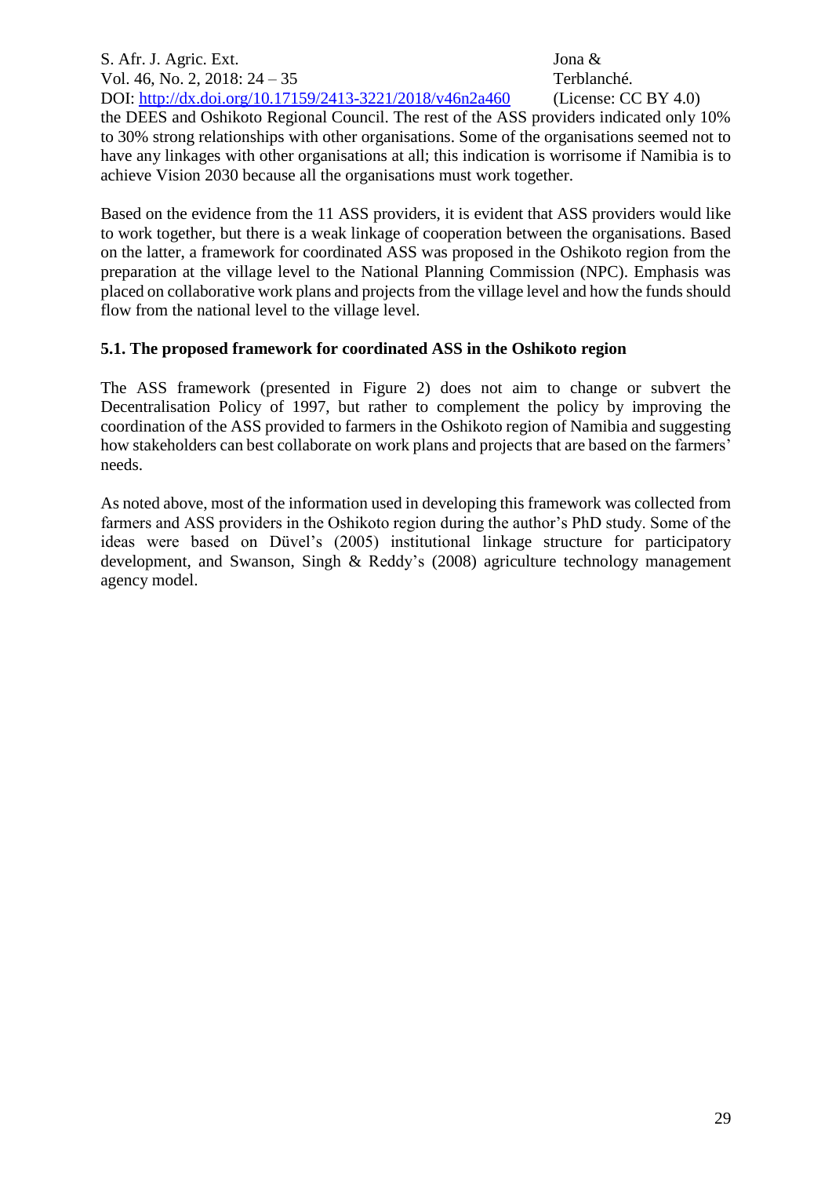the DEES and Oshikoto Regional Council. The rest of the ASS providers indicated only 10% to 30% strong relationships with other organisations. Some of the organisations seemed not to have any linkages with other organisations at all; this indication is worrisome if Namibia is to achieve Vision 2030 because all the organisations must work together.

Based on the evidence from the 11 ASS providers, it is evident that ASS providers would like to work together, but there is a weak linkage of cooperation between the organisations. Based on the latter, a framework for coordinated ASS was proposed in the Oshikoto region from the preparation at the village level to the National Planning Commission (NPC). Emphasis was placed on collaborative work plans and projects from the village level and how the funds should flow from the national level to the village level.

### 5.1. The proposed framework for coordinated ASS in the Oshikoto region

The ASS framework (presented in Figure 2) does not aim to change or subvert the Decentralisation Policy of 1997, but rather to complement the policy by improving the coordination of the ASS provided to farmers in the Oshikoto region of Namibia and suggesting how stakeholders can best collaborate on work plans and projects that are based on the farmers' needs.

As noted above, most of the information used in developing this framework was collected from farmers and ASS providers in the Oshikoto region during the author's PhD study. Some of the ideas were based on Düvel's (2005) institutional linkage structure for participatory development, and Swanson, Singh & Reddy's (2008) agriculture technology management agency model.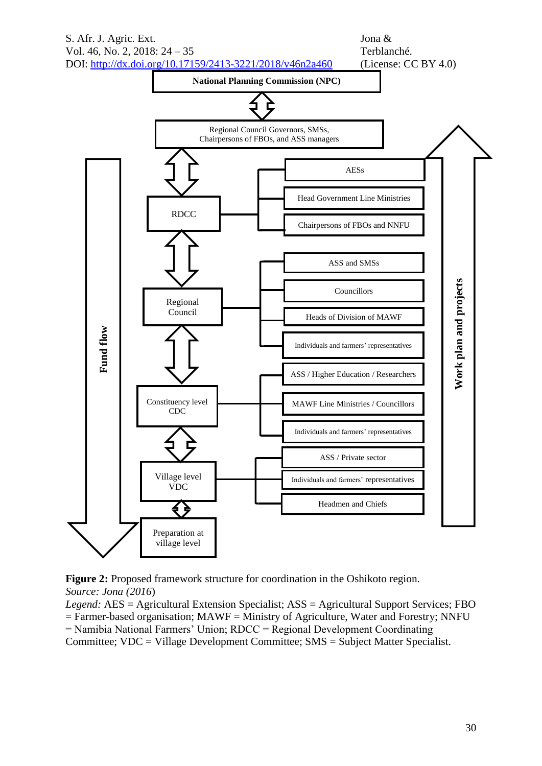National Planning Commission (NPC)

Regional Council Governors, SMSs, Chairpersons of FBOs, and ASS managers

- RDCC
  - AESs
  - Head Government Line Ministries
  - Chairpersons of FBOs and NNFU
- Regional Council
  - ASS and SMSs
  - Councillors
  - Heads of Division of MAWF
  - Individuals and farmers' representatives
- Constituency level CDC
  - ASS / Higher Education / Researchers
  - MAWF Line Ministries / Councillors
  - Individuals and farmers' representatives
- Village level VDC
  - ASS / Private sector
  - Individuals and farmers' representatives
  - Headmen and Chiefs
- Preparation at village level

Fund flow

Work plan and projects

**Figure 2:** Proposed framework structure for coordination in the Oshikoto region.
*Source: Jona (2016)*
*Legend:* AES = Agricultural Extension Specialist; ASS = Agricultural Support Services; FBO = Farmer-based organisation; MAWF = Ministry of Agriculture, Water and Forestry; NNFU = Namibia National Farmers' Union; RDCC = Regional Development Coordinating Committee; VDC = Village Development Committee; SMS = Subject Matter Specialist.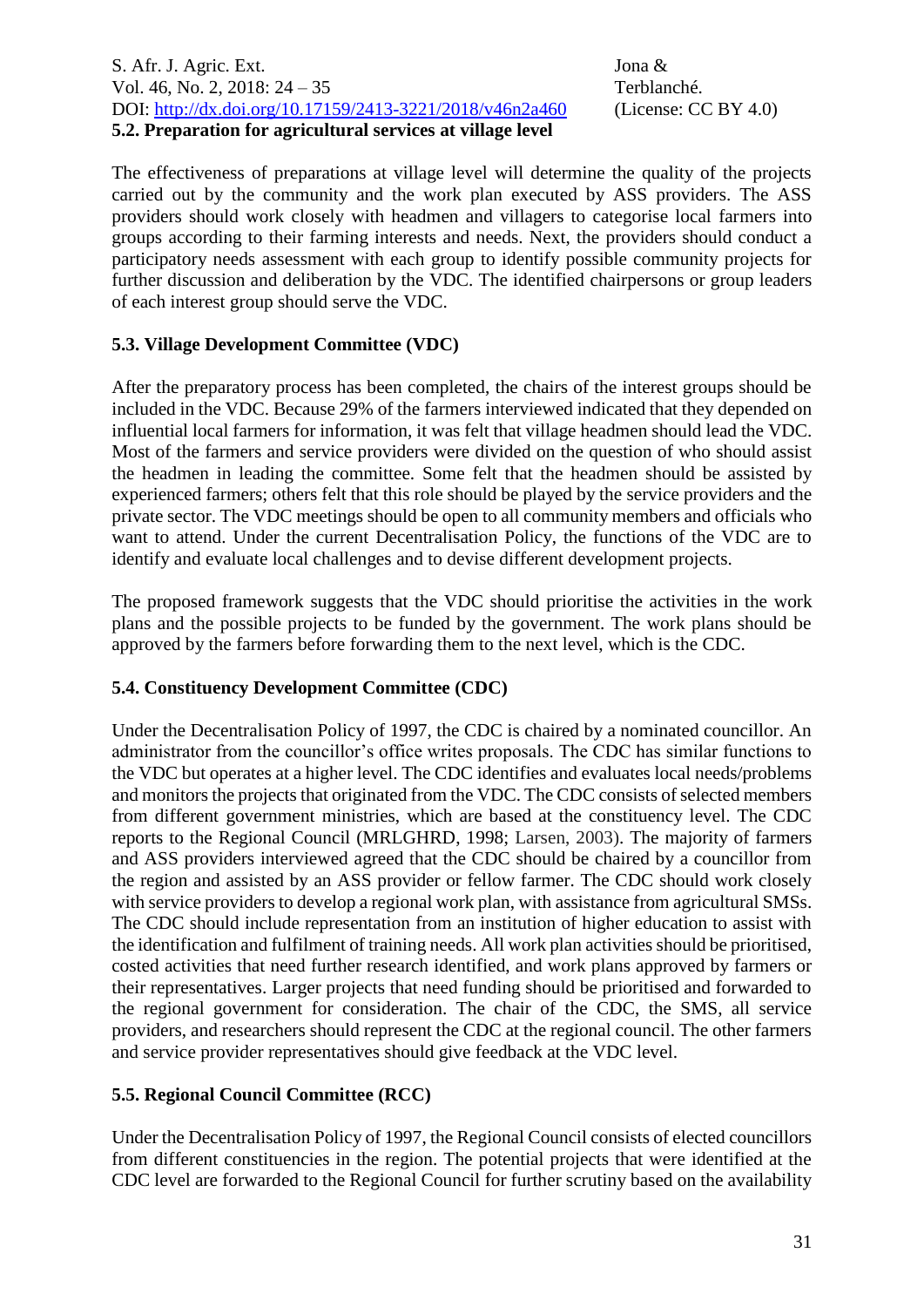### 5.2. Preparation for agricultural services at village level

The effectiveness of preparations at village level will determine the quality of the projects carried out by the community and the work plan executed by ASS providers. The ASS providers should work closely with headmen and villagers to categorise local farmers into groups according to their farming interests and needs. Next, the providers should conduct a participatory needs assessment with each group to identify possible community projects for further discussion and deliberation by the VDC. The identified chairpersons or group leaders of each interest group should serve the VDC.

### 5.3. Village Development Committee (VDC)

After the preparatory process has been completed, the chairs of the interest groups should be included in the VDC. Because 29% of the farmers interviewed indicated that they depended on influential local farmers for information, it was felt that village headmen should lead the VDC. Most of the farmers and service providers were divided on the question of who should assist the headmen in leading the committee. Some felt that the headmen should be assisted by experienced farmers; others felt that this role should be played by the service providers and the private sector. The VDC meetings should be open to all community members and officials who want to attend. Under the current Decentralisation Policy, the functions of the VDC are to identify and evaluate local challenges and to devise different development projects.

The proposed framework suggests that the VDC should prioritise the activities in the work plans and the possible projects to be funded by the government. The work plans should be approved by the farmers before forwarding them to the next level, which is the CDC.

### 5.4. Constituency Development Committee (CDC)

Under the Decentralisation Policy of 1997, the CDC is chaired by a nominated councillor. An administrator from the councillor's office writes proposals. The CDC has similar functions to the VDC but operates at a higher level. The CDC identifies and evaluates local needs/problems and monitors the projects that originated from the VDC. The CDC consists of selected members from different government ministries, which are based at the constituency level. The CDC reports to the Regional Council (MRLGHRD, 1998; Larsen, 2003). The majority of farmers and ASS providers interviewed agreed that the CDC should be chaired by a councillor from the region and assisted by an ASS provider or fellow farmer. The CDC should work closely with service providers to develop a regional work plan, with assistance from agricultural SMSs. The CDC should include representation from an institution of higher education to assist with the identification and fulfilment of training needs. All work plan activities should be prioritised, costed activities that need further research identified, and work plans approved by farmers or their representatives. Larger projects that need funding should be prioritised and forwarded to the regional government for consideration. The chair of the CDC, the SMS, all service providers, and researchers should represent the CDC at the regional council. The other farmers and service provider representatives should give feedback at the VDC level.

### 5.5. Regional Council Committee (RCC)

Under the Decentralisation Policy of 1997, the Regional Council consists of elected councillors from different constituencies in the region. The potential projects that were identified at the CDC level are forwarded to the Regional Council for further scrutiny based on the availability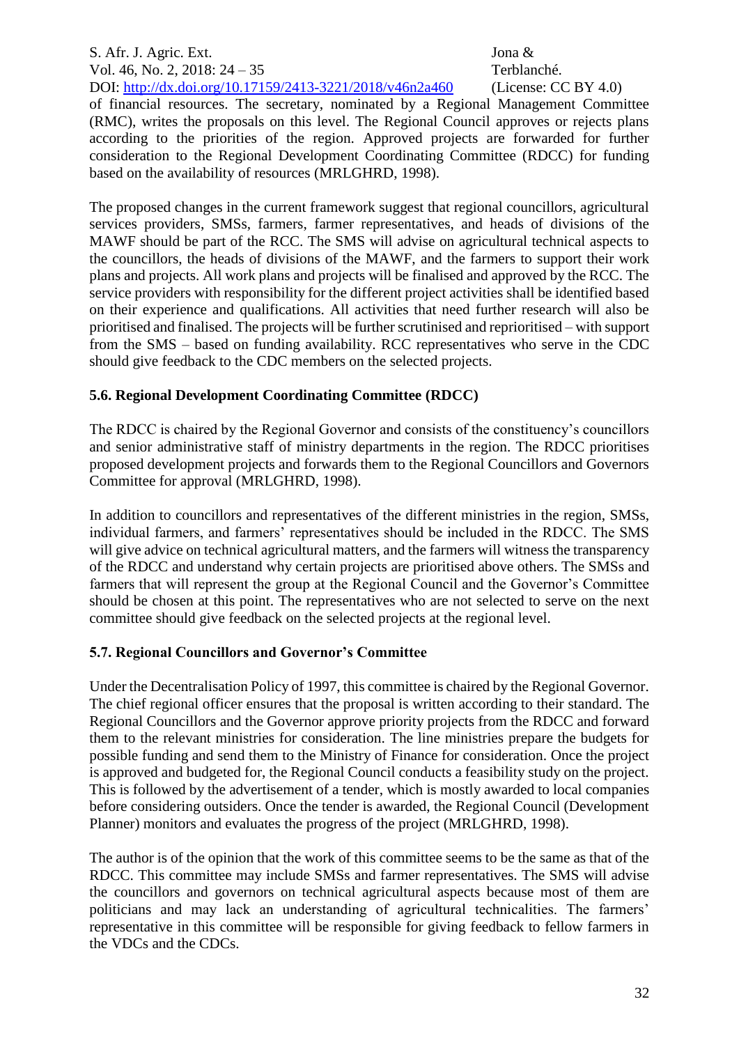of financial resources. The secretary, nominated by a Regional Management Committee (RMC), writes the proposals on this level. The Regional Council approves or rejects plans according to the priorities of the region. Approved projects are forwarded for further consideration to the Regional Development Coordinating Committee (RDCC) for funding based on the availability of resources (MRLGHRD, 1998).

The proposed changes in the current framework suggest that regional councillors, agricultural services providers, SMSs, farmers, farmer representatives, and heads of divisions of the MAWF should be part of the RCC. The SMS will advise on agricultural technical aspects to the councillors, the heads of divisions of the MAWF, and the farmers to support their work plans and projects. All work plans and projects will be finalised and approved by the RCC. The service providers with responsibility for the different project activities shall be identified based on their experience and qualifications. All activities that need further research will also be prioritised and finalised. The projects will be further scrutinised and reprioritised – with support from the SMS – based on funding availability. RCC representatives who serve in the CDC should give feedback to the CDC members on the selected projects.

### 5.6. Regional Development Coordinating Committee (RDCC)

The RDCC is chaired by the Regional Governor and consists of the constituency's councillors and senior administrative staff of ministry departments in the region. The RDCC prioritises proposed development projects and forwards them to the Regional Councillors and Governors Committee for approval (MRLGHRD, 1998).

In addition to councillors and representatives of the different ministries in the region, SMSs, individual farmers, and farmers' representatives should be included in the RDCC. The SMS will give advice on technical agricultural matters, and the farmers will witness the transparency of the RDCC and understand why certain projects are prioritised above others. The SMSs and farmers that will represent the group at the Regional Council and the Governor's Committee should be chosen at this point. The representatives who are not selected to serve on the next committee should give feedback on the selected projects at the regional level.

### 5.7. Regional Councillors and Governor's Committee

Under the Decentralisation Policy of 1997, this committee is chaired by the Regional Governor. The chief regional officer ensures that the proposal is written according to their standard. The Regional Councillors and the Governor approve priority projects from the RDCC and forward them to the relevant ministries for consideration. The line ministries prepare the budgets for possible funding and send them to the Ministry of Finance for consideration. Once the project is approved and budgeted for, the Regional Council conducts a feasibility study on the project. This is followed by the advertisement of a tender, which is mostly awarded to local companies before considering outsiders. Once the tender is awarded, the Regional Council (Development Planner) monitors and evaluates the progress of the project (MRLGHRD, 1998).

The author is of the opinion that the work of this committee seems to be the same as that of the RDCC. This committee may include SMSs and farmer representatives. The SMS will advise the councillors and governors on technical agricultural aspects because most of them are politicians and may lack an understanding of agricultural technicalities. The farmers' representative in this committee will be responsible for giving feedback to fellow farmers in the VDCs and the CDCs.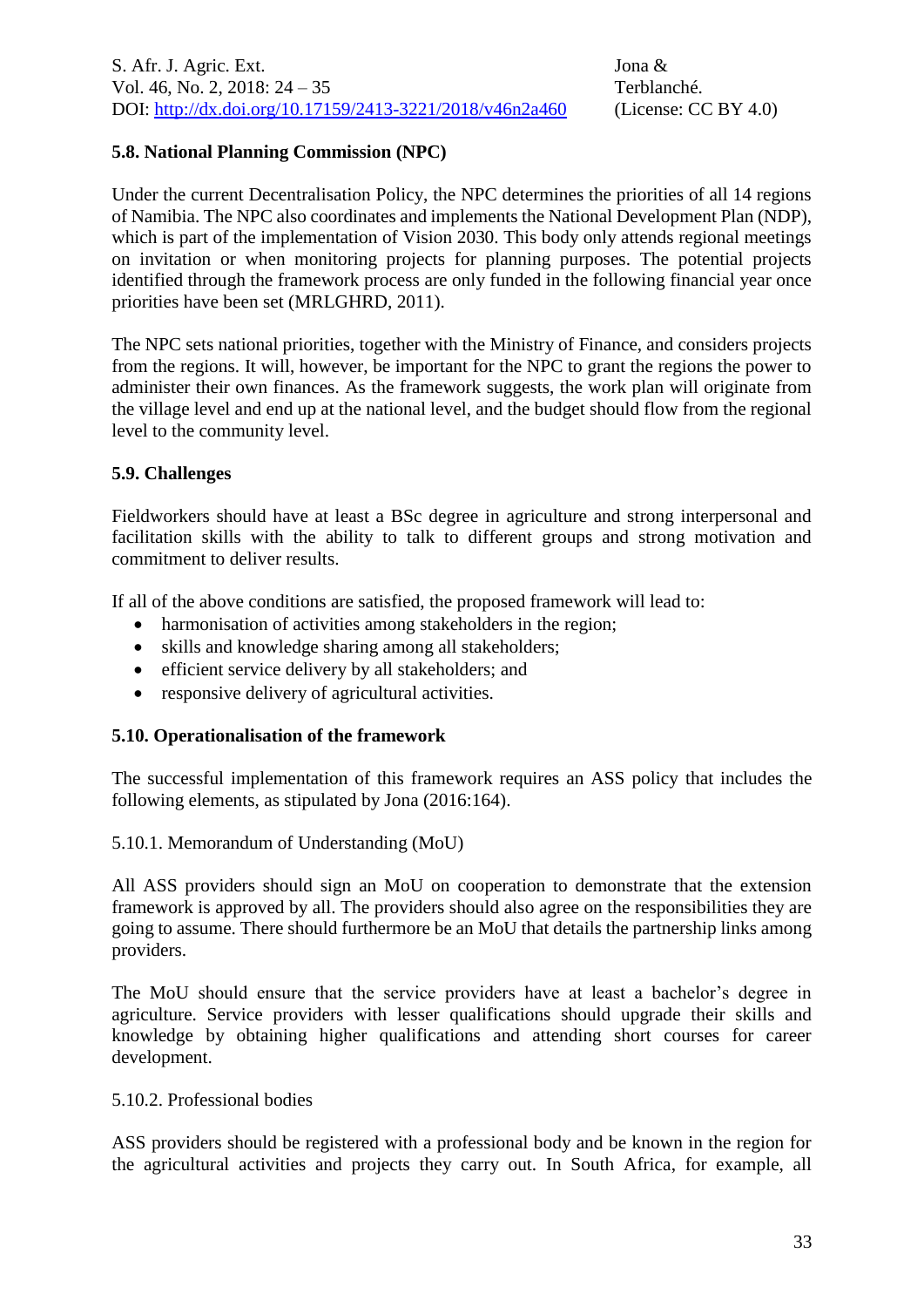### 5.8. National Planning Commission (NPC)

Under the current Decentralisation Policy, the NPC determines the priorities of all 14 regions of Namibia. The NPC also coordinates and implements the National Development Plan (NDP), which is part of the implementation of Vision 2030. This body only attends regional meetings on invitation or when monitoring projects for planning purposes. The potential projects identified through the framework process are only funded in the following financial year once priorities have been set (MRLGHRD, 2011).

The NPC sets national priorities, together with the Ministry of Finance, and considers projects from the regions. It will, however, be important for the NPC to grant the regions the power to administer their own finances. As the framework suggests, the work plan will originate from the village level and end up at the national level, and the budget should flow from the regional level to the community level.

### 5.9. Challenges

Fieldworkers should have at least a BSc degree in agriculture and strong interpersonal and facilitation skills with the ability to talk to different groups and strong motivation and commitment to deliver results.

If all of the above conditions are satisfied, the proposed framework will lead to:

- harmonisation of activities among stakeholders in the region;
- skills and knowledge sharing among all stakeholders;
- efficient service delivery by all stakeholders; and
- responsive delivery of agricultural activities.

### 5.10. Operationalisation of the framework

The successful implementation of this framework requires an ASS policy that includes the following elements, as stipulated by Jona (2016:164).

#### 5.10.1. Memorandum of Understanding (MoU)

All ASS providers should sign an MoU on cooperation to demonstrate that the extension framework is approved by all. The providers should also agree on the responsibilities they are going to assume. There should furthermore be an MoU that details the partnership links among providers.

The MoU should ensure that the service providers have at least a bachelor's degree in agriculture. Service providers with lesser qualifications should upgrade their skills and knowledge by obtaining higher qualifications and attending short courses for career development.

#### 5.10.2. Professional bodies

ASS providers should be registered with a professional body and be known in the region for the agricultural activities and projects they carry out. In South Africa, for example, all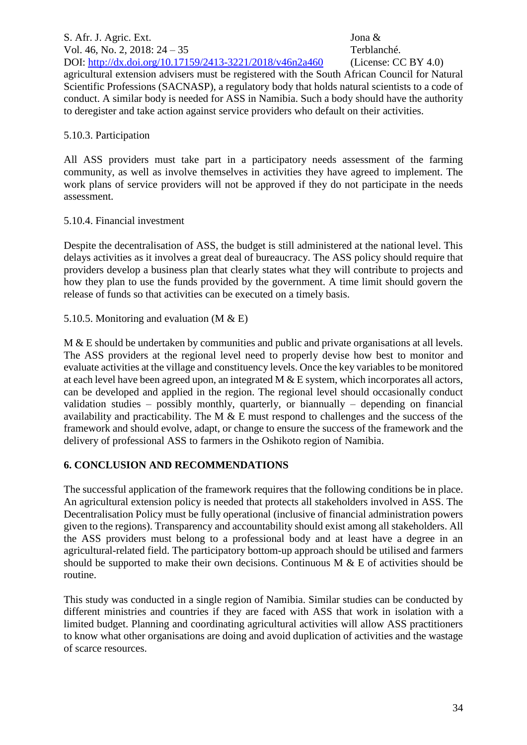agricultural extension advisers must be registered with the South African Council for Natural Scientific Professions (SACNASP), a regulatory body that holds natural scientists to a code of conduct. A similar body is needed for ASS in Namibia. Such a body should have the authority to deregister and take action against service providers who default on their activities.

5.10.3. Participation

All ASS providers must take part in a participatory needs assessment of the farming community, as well as involve themselves in activities they have agreed to implement. The work plans of service providers will not be approved if they do not participate in the needs assessment.

5.10.4. Financial investment

Despite the decentralisation of ASS, the budget is still administered at the national level. This delays activities as it involves a great deal of bureaucracy. The ASS policy should require that providers develop a business plan that clearly states what they will contribute to projects and how they plan to use the funds provided by the government. A time limit should govern the release of funds so that activities can be executed on a timely basis.

5.10.5. Monitoring and evaluation (M & E)

M & E should be undertaken by communities and public and private organisations at all levels. The ASS providers at the regional level need to properly devise how best to monitor and evaluate activities at the village and constituency levels. Once the key variables to be monitored at each level have been agreed upon, an integrated M & E system, which incorporates all actors, can be developed and applied in the region. The regional level should occasionally conduct validation studies – possibly monthly, quarterly, or biannually – depending on financial availability and practicability. The M & E must respond to challenges and the success of the framework and should evolve, adapt, or change to ensure the success of the framework and the delivery of professional ASS to farmers in the Oshikoto region of Namibia.

## 6. CONCLUSION AND RECOMMENDATIONS

The successful application of the framework requires that the following conditions be in place. An agricultural extension policy is needed that protects all stakeholders involved in ASS. The Decentralisation Policy must be fully operational (inclusive of financial administration powers given to the regions). Transparency and accountability should exist among all stakeholders. All the ASS providers must belong to a professional body and at least have a degree in an agricultural-related field. The participatory bottom-up approach should be utilised and farmers should be supported to make their own decisions. Continuous M & E of activities should be routine.

This study was conducted in a single region of Namibia. Similar studies can be conducted by different ministries and countries if they are faced with ASS that work in isolation with a limited budget. Planning and coordinating agricultural activities will allow ASS practitioners to know what other organisations are doing and avoid duplication of activities and the wastage of scarce resources.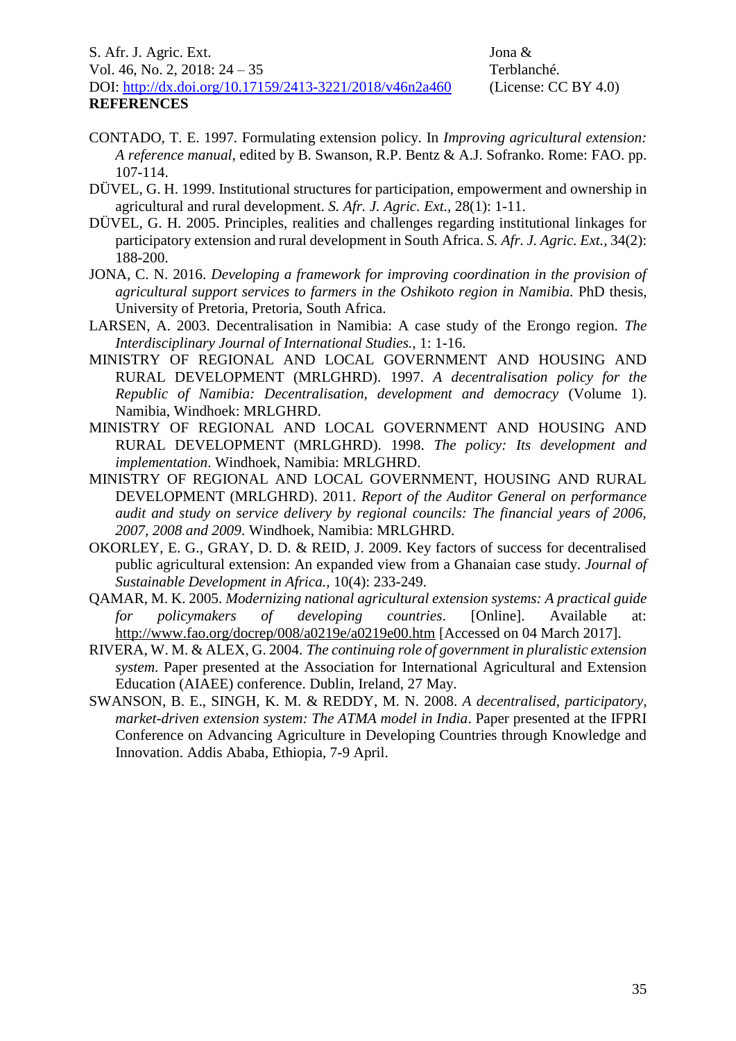## REFERENCES

CONTADO, T. E. 1997. Formulating extension policy. In *Improving agricultural extension: A reference manual*, edited by B. Swanson, R.P. Bentz & A.J. Sofranko. Rome: FAO. pp. 107-114.

DÜVEL, G. H. 1999. Institutional structures for participation, empowerment and ownership in agricultural and rural development. *S. Afr. J. Agric. Ext.,* 28(1): 1-11.

DÜVEL, G. H. 2005. Principles, realities and challenges regarding institutional linkages for participatory extension and rural development in South Africa. *S. Afr. J. Agric. Ext.,* 34(2): 188-200.

JONA, C. N. 2016. *Developing a framework for improving coordination in the provision of agricultural support services to farmers in the Oshikoto region in Namibia.* PhD thesis, University of Pretoria, Pretoria, South Africa.

LARSEN, A. 2003. Decentralisation in Namibia: A case study of the Erongo region. *The Interdisciplinary Journal of International Studies.,* 1: 1-16.

MINISTRY OF REGIONAL AND LOCAL GOVERNMENT AND HOUSING AND RURAL DEVELOPMENT (MRLGHRD). 1997. *A decentralisation policy for the Republic of Namibia: Decentralisation, development and democracy* (Volume 1). Namibia, Windhoek: MRLGHRD.

MINISTRY OF REGIONAL AND LOCAL GOVERNMENT AND HOUSING AND RURAL DEVELOPMENT (MRLGHRD). 1998. *The policy: Its development and implementation*. Windhoek, Namibia: MRLGHRD.

MINISTRY OF REGIONAL AND LOCAL GOVERNMENT, HOUSING AND RURAL DEVELOPMENT (MRLGHRD). 2011. *Report of the Auditor General on performance audit and study on service delivery by regional councils: The financial years of 2006, 2007, 2008 and 2009*. Windhoek, Namibia: MRLGHRD.

OKORLEY, E. G., GRAY, D. D. & REID, J. 2009. Key factors of success for decentralised public agricultural extension: An expanded view from a Ghanaian case study. *Journal of Sustainable Development in Africa.,* 10(4): 233-249.

QAMAR, M. K. 2005. *Modernizing national agricultural extension systems: A practical guide for policymakers of developing countries*. [Online]. Available at: http://www.fao.org/docrep/008/a0219e/a0219e00.htm [Accessed on 04 March 2017].

RIVERA, W. M. & ALEX, G. 2004. *The continuing role of government in pluralistic extension system*. Paper presented at the Association for International Agricultural and Extension Education (AIAEE) conference. Dublin, Ireland, 27 May.

SWANSON, B. E., SINGH, K. M. & REDDY, M. N. 2008. *A decentralised, participatory, market-driven extension system: The ATMA model in India*. Paper presented at the IFPRI Conference on Advancing Agriculture in Developing Countries through Knowledge and Innovation. Addis Ababa, Ethiopia, 7-9 April.